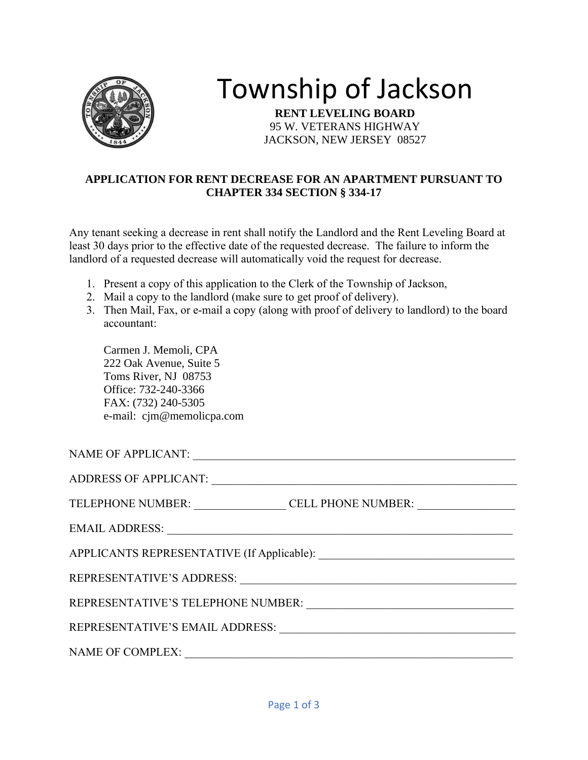# Township of Jackson

**RENT LEVELING BOARD**
95 W. VETERANS HIGHWAY
JACKSON, NEW JERSEY 08527

**APPLICATION FOR RENT DECREASE FOR AN APARTMENT PURSUANT TO CHAPTER 334 SECTION § 334-17**

Any tenant seeking a decrease in rent shall notify the Landlord and the Rent Leveling Board at least 30 days prior to the effective date of the requested decrease. The failure to inform the landlord of a requested decrease will automatically void the request for decrease.

1. Present a copy of this application to the Clerk of the Township of Jackson,
2. Mail a copy to the landlord (make sure to get proof of delivery).
3. Then Mail, Fax, or e-mail a copy (along with proof of delivery to landlord) to the board accountant:

   Carmen J. Memoli, CPA
   222 Oak Avenue, Suite 5
   Toms River, NJ 08753
   Office: 732-240-3366
   FAX: (732) 240-5305
   e-mail: cjm@memolicpa.com

NAME OF APPLICANT: ____________________________________________________________

ADDRESS OF APPLICANT: _________________________________________________________

TELEPHONE NUMBER: ________________ CELL PHONE NUMBER: _________________

EMAIL ADDRESS: _______________________________________________________________

APPLICANTS REPRESENTATIVE (If Applicable): __________________________________

REPRESENTATIVE'S ADDRESS: _____________________________________________________

REPRESENTATIVE'S TELEPHONE NUMBER: ____________________________________

REPRESENTATIVE'S EMAIL ADDRESS: _______________________________________

NAME OF COMPLEX: ____________________________________________________________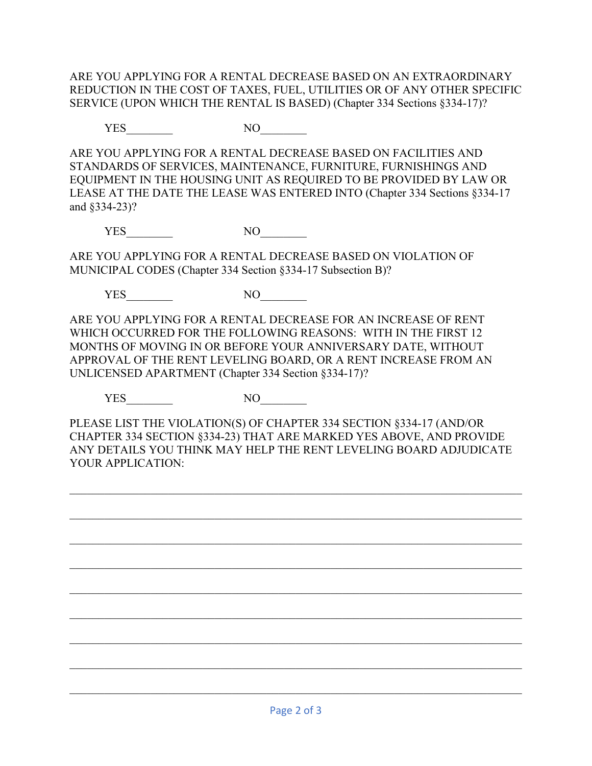ARE YOU APPLYING FOR A RENTAL DECREASE BASED ON AN EXTRAORDINARY REDUCTION IN THE COST OF TAXES, FUEL, UTILITIES OR OF ANY OTHER SPECIFIC SERVICE (UPON WHICH THE RENTAL IS BASED) (Chapter 334 Sections §334-17)?

YES________ NO________

ARE YOU APPLYING FOR A RENTAL DECREASE BASED ON FACILITIES AND STANDARDS OF SERVICES, MAINTENANCE, FURNITURE, FURNISHINGS AND EQUIPMENT IN THE HOUSING UNIT AS REQUIRED TO BE PROVIDED BY LAW OR LEASE AT THE DATE THE LEASE WAS ENTERED INTO (Chapter 334 Sections §334-17 and §334-23)?

YES________ NO________

ARE YOU APPLYING FOR A RENTAL DECREASE BASED ON VIOLATION OF MUNICIPAL CODES (Chapter 334 Section §334-17 Subsection B)?

YES________ NO________

ARE YOU APPLYING FOR A RENTAL DECREASE FOR AN INCREASE OF RENT WHICH OCCURRED FOR THE FOLLOWING REASONS: WITH IN THE FIRST 12 MONTHS OF MOVING IN OR BEFORE YOUR ANNIVERSARY DATE, WITHOUT APPROVAL OF THE RENT LEVELING BOARD, OR A RENT INCREASE FROM AN UNLICENSED APARTMENT (Chapter 334 Section §334-17)?

YES________ NO________

PLEASE LIST THE VIOLATION(S) OF CHAPTER 334 SECTION §334-17 (AND/OR CHAPTER 334 SECTION §334-23) THAT ARE MARKED YES ABOVE, AND PROVIDE ANY DETAILS YOU THINK MAY HELP THE RENT LEVELING BOARD ADJUDICATE YOUR APPLICATION:

____________________________________________________________________________

____________________________________________________________________________

____________________________________________________________________________

____________________________________________________________________________

____________________________________________________________________________

____________________________________________________________________________

____________________________________________________________________________

____________________________________________________________________________

____________________________________________________________________________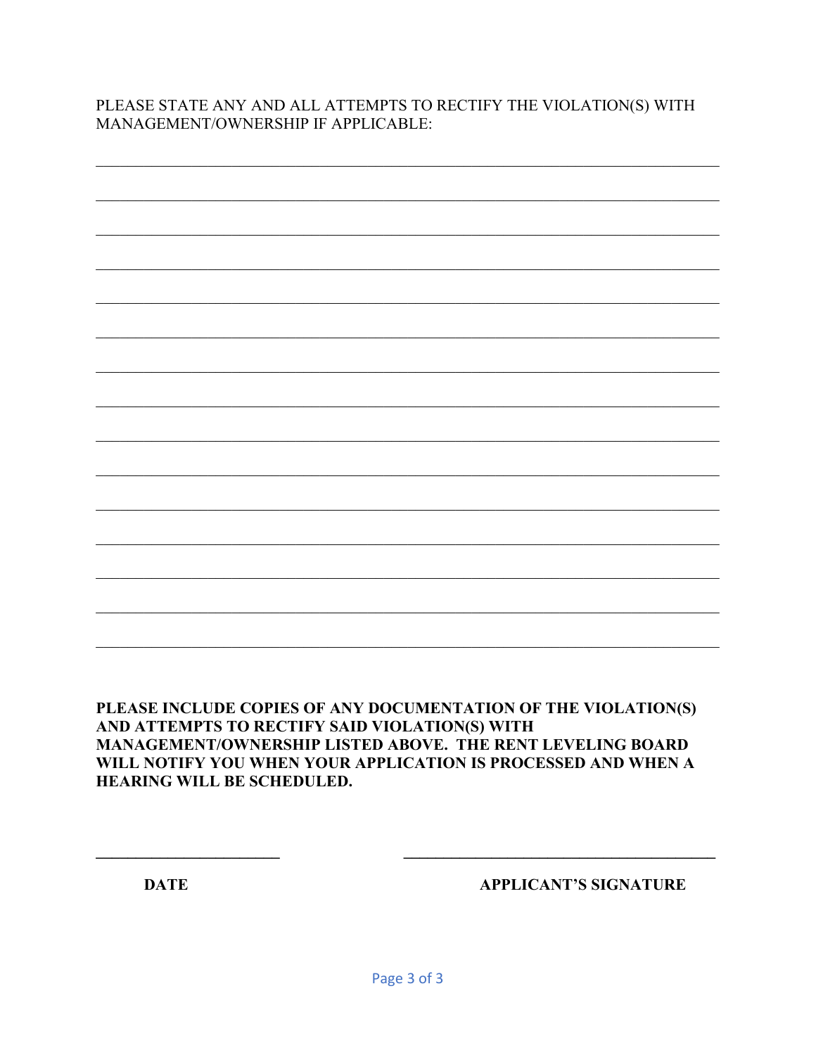PLEASE STATE ANY AND ALL ATTEMPTS TO RECTIFY THE VIOLATION(S) WITH MANAGEMENT/OWNERSHIP IF APPLICABLE:

\_\_\_\_\_\_\_\_\_\_\_\_\_\_\_\_\_\_\_\_\_\_\_\_\_\_\_\_\_\_\_\_\_\_\_\_\_\_\_\_\_\_\_\_\_\_\_\_\_\_\_\_\_\_\_\_\_\_\_\_\_\_\_\_\_\_\_\_\_\_\_\_

\_\_\_\_\_\_\_\_\_\_\_\_\_\_\_\_\_\_\_\_\_\_\_\_\_\_\_\_\_\_\_\_\_\_\_\_\_\_\_\_\_\_\_\_\_\_\_\_\_\_\_\_\_\_\_\_\_\_\_\_\_\_\_\_\_\_\_\_\_\_\_\_

\_\_\_\_\_\_\_\_\_\_\_\_\_\_\_\_\_\_\_\_\_\_\_\_\_\_\_\_\_\_\_\_\_\_\_\_\_\_\_\_\_\_\_\_\_\_\_\_\_\_\_\_\_\_\_\_\_\_\_\_\_\_\_\_\_\_\_\_\_\_\_\_

\_\_\_\_\_\_\_\_\_\_\_\_\_\_\_\_\_\_\_\_\_\_\_\_\_\_\_\_\_\_\_\_\_\_\_\_\_\_\_\_\_\_\_\_\_\_\_\_\_\_\_\_\_\_\_\_\_\_\_\_\_\_\_\_\_\_\_\_\_\_\_\_

\_\_\_\_\_\_\_\_\_\_\_\_\_\_\_\_\_\_\_\_\_\_\_\_\_\_\_\_\_\_\_\_\_\_\_\_\_\_\_\_\_\_\_\_\_\_\_\_\_\_\_\_\_\_\_\_\_\_\_\_\_\_\_\_\_\_\_\_\_\_\_\_

\_\_\_\_\_\_\_\_\_\_\_\_\_\_\_\_\_\_\_\_\_\_\_\_\_\_\_\_\_\_\_\_\_\_\_\_\_\_\_\_\_\_\_\_\_\_\_\_\_\_\_\_\_\_\_\_\_\_\_\_\_\_\_\_\_\_\_\_\_\_\_\_

\_\_\_\_\_\_\_\_\_\_\_\_\_\_\_\_\_\_\_\_\_\_\_\_\_\_\_\_\_\_\_\_\_\_\_\_\_\_\_\_\_\_\_\_\_\_\_\_\_\_\_\_\_\_\_\_\_\_\_\_\_\_\_\_\_\_\_\_\_\_\_\_

\_\_\_\_\_\_\_\_\_\_\_\_\_\_\_\_\_\_\_\_\_\_\_\_\_\_\_\_\_\_\_\_\_\_\_\_\_\_\_\_\_\_\_\_\_\_\_\_\_\_\_\_\_\_\_\_\_\_\_\_\_\_\_\_\_\_\_\_\_\_\_\_

\_\_\_\_\_\_\_\_\_\_\_\_\_\_\_\_\_\_\_\_\_\_\_\_\_\_\_\_\_\_\_\_\_\_\_\_\_\_\_\_\_\_\_\_\_\_\_\_\_\_\_\_\_\_\_\_\_\_\_\_\_\_\_\_\_\_\_\_\_\_\_\_

\_\_\_\_\_\_\_\_\_\_\_\_\_\_\_\_\_\_\_\_\_\_\_\_\_\_\_\_\_\_\_\_\_\_\_\_\_\_\_\_\_\_\_\_\_\_\_\_\_\_\_\_\_\_\_\_\_\_\_\_\_\_\_\_\_\_\_\_\_\_\_\_

\_\_\_\_\_\_\_\_\_\_\_\_\_\_\_\_\_\_\_\_\_\_\_\_\_\_\_\_\_\_\_\_\_\_\_\_\_\_\_\_\_\_\_\_\_\_\_\_\_\_\_\_\_\_\_\_\_\_\_\_\_\_\_\_\_\_\_\_\_\_\_\_

\_\_\_\_\_\_\_\_\_\_\_\_\_\_\_\_\_\_\_\_\_\_\_\_\_\_\_\_\_\_\_\_\_\_\_\_\_\_\_\_\_\_\_\_\_\_\_\_\_\_\_\_\_\_\_\_\_\_\_\_\_\_\_\_\_\_\_\_\_\_\_\_

\_\_\_\_\_\_\_\_\_\_\_\_\_\_\_\_\_\_\_\_\_\_\_\_\_\_\_\_\_\_\_\_\_\_\_\_\_\_\_\_\_\_\_\_\_\_\_\_\_\_\_\_\_\_\_\_\_\_\_\_\_\_\_\_\_\_\_\_\_\_\_\_

\_\_\_\_\_\_\_\_\_\_\_\_\_\_\_\_\_\_\_\_\_\_\_\_\_\_\_\_\_\_\_\_\_\_\_\_\_\_\_\_\_\_\_\_\_\_\_\_\_\_\_\_\_\_\_\_\_\_\_\_\_\_\_\_\_\_\_\_\_\_\_\_

\_\_\_\_\_\_\_\_\_\_\_\_\_\_\_\_\_\_\_\_\_\_\_\_\_\_\_\_\_\_\_\_\_\_\_\_\_\_\_\_\_\_\_\_\_\_\_\_\_\_\_\_\_\_\_\_\_\_\_\_\_\_\_\_\_\_\_\_\_\_\_\_

**PLEASE INCLUDE COPIES OF ANY DOCUMENTATION OF THE VIOLATION(S) AND ATTEMPTS TO RECTIFY SAID VIOLATION(S) WITH MANAGEMENT/OWNERSHIP LISTED ABOVE. THE RENT LEVELING BOARD WILL NOTIFY YOU WHEN YOUR APPLICATION IS PROCESSED AND WHEN A HEARING WILL BE SCHEDULED.**

\_\_\_\_\_\_\_\_\_\_\_\_\_\_\_\_\_\_\_\_\_\_\_\_ \_\_\_\_\_\_\_\_\_\_\_\_\_\_\_\_\_\_\_\_\_\_\_\_\_\_\_\_\_\_\_\_\_\_\_\_\_\_\_\_

**DATE** **APPLICANT'S SIGNATURE**